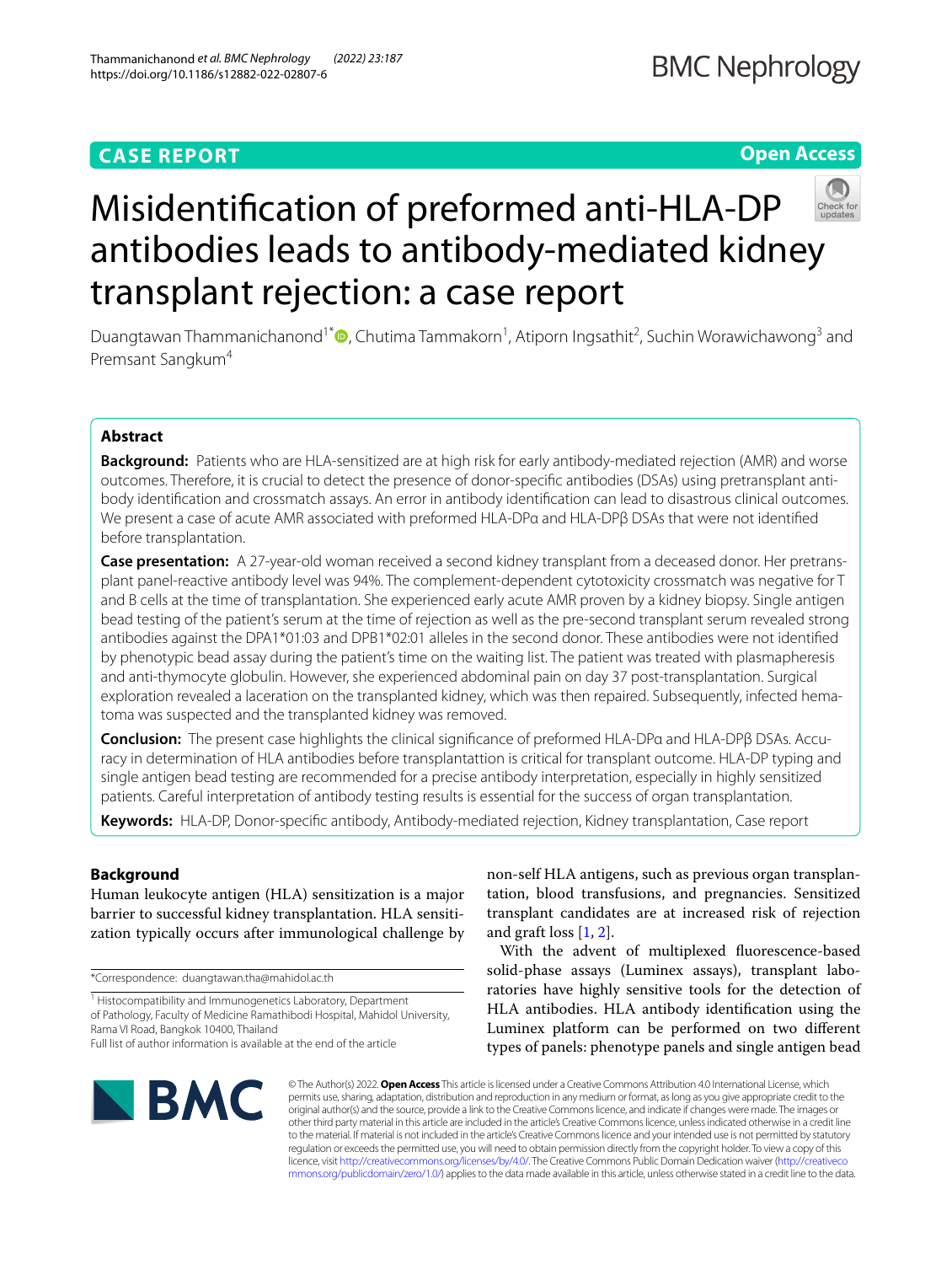CASE REPORT

Open Access

# Misidentification of preformed anti-HLA-DP antibodies leads to antibody-mediated kidney transplant rejection: a case report

Duangtawan Thammanichanond[1*], Chutima Tammakorn[1], Atiporn Ingsathit[2], Suchin Worawichawong[3] and Premsant Sangkum[4]

## Abstract

**Background:** Patients who are HLA-sensitized are at high risk for early antibody-mediated rejection (AMR) and worse outcomes. Therefore, it is crucial to detect the presence of donor-specific antibodies (DSAs) using pretransplant antibody identification and crossmatch assays. An error in antibody identification can lead to disastrous clinical outcomes. We present a case of acute AMR associated with preformed HLA-DPα and HLA-DPβ DSAs that were not identified before transplantation.

**Case presentation:** A 27-year-old woman received a second kidney transplant from a deceased donor. Her pretransplant panel-reactive antibody level was 94%. The complement-dependent cytotoxicity crossmatch was negative for T and B cells at the time of transplantation. She experienced early acute AMR proven by a kidney biopsy. Single antigen bead testing of the patient's serum at the time of rejection as well as the pre-second transplant serum revealed strong antibodies against the DPA1*01:03 and DPB1*02:01 alleles in the second donor. These antibodies were not identified by phenotypic bead assay during the patient's time on the waiting list. The patient was treated with plasmapheresis and anti-thymocyte globulin. However, she experienced abdominal pain on day 37 post-transplantation. Surgical exploration revealed a laceration on the transplanted kidney, which was then repaired. Subsequently, infected hematoma was suspected and the transplanted kidney was removed.

**Conclusion:** The present case highlights the clinical significance of preformed HLA-DPα and HLA-DPβ DSAs. Accuracy in determination of HLA antibodies before transplantation is critical for transplant outcome. HLA-DP typing and single antigen bead testing are recommended for a precise antibody interpretation, especially in highly sensitized patients. Careful interpretation of antibody testing results is essential for the success of organ transplantation.

**Keywords:** HLA-DP, Donor-specific antibody, Antibody-mediated rejection, Kidney transplantation, Case report

## Background

Human leukocyte antigen (HLA) sensitization is a major barrier to successful kidney transplantation. HLA sensitization typically occurs after immunological challenge by non-self HLA antigens, such as previous organ transplantation, blood transfusions, and pregnancies. Sensitized transplant candidates are at increased risk of rejection and graft loss [1, 2].

With the advent of multiplexed fluorescence-based solid-phase assays (Luminex assays), transplant laboratories have highly sensitive tools for the detection of HLA antibodies. HLA antibody identification using the Luminex platform can be performed on two different types of panels: phenotype panels and single antigen bead

*Correspondence: duangtawan.tha@mahidol.ac.th

[1] Histocompatibility and Immunogenetics Laboratory, Department of Pathology, Faculty of Medicine Ramathibodi Hospital, Mahidol University, Rama VI Road, Bangkok 10400, Thailand

Full list of author information is available at the end of the article

© The Author(s) 2022. **Open Access** This article is licensed under a Creative Commons Attribution 4.0 International License, which permits use, sharing, adaptation, distribution and reproduction in any medium or format, as long as you give appropriate credit to the original author(s) and the source, provide a link to the Creative Commons licence, and indicate if changes were made. The images or other third party material in this article are included in the article's Creative Commons licence, unless indicated otherwise in a credit line to the material. If material is not included in the article's Creative Commons licence and your intended use is not permitted by statutory regulation or exceeds the permitted use, you will need to obtain permission directly from the copyright holder. To view a copy of this licence, visit http://creativecommons.org/licenses/by/4.0/. The Creative Commons Public Domain Dedication waiver (http://creativecommons.org/publicdomain/zero/1.0/) applies to the data made available in this article, unless otherwise stated in a credit line to the data.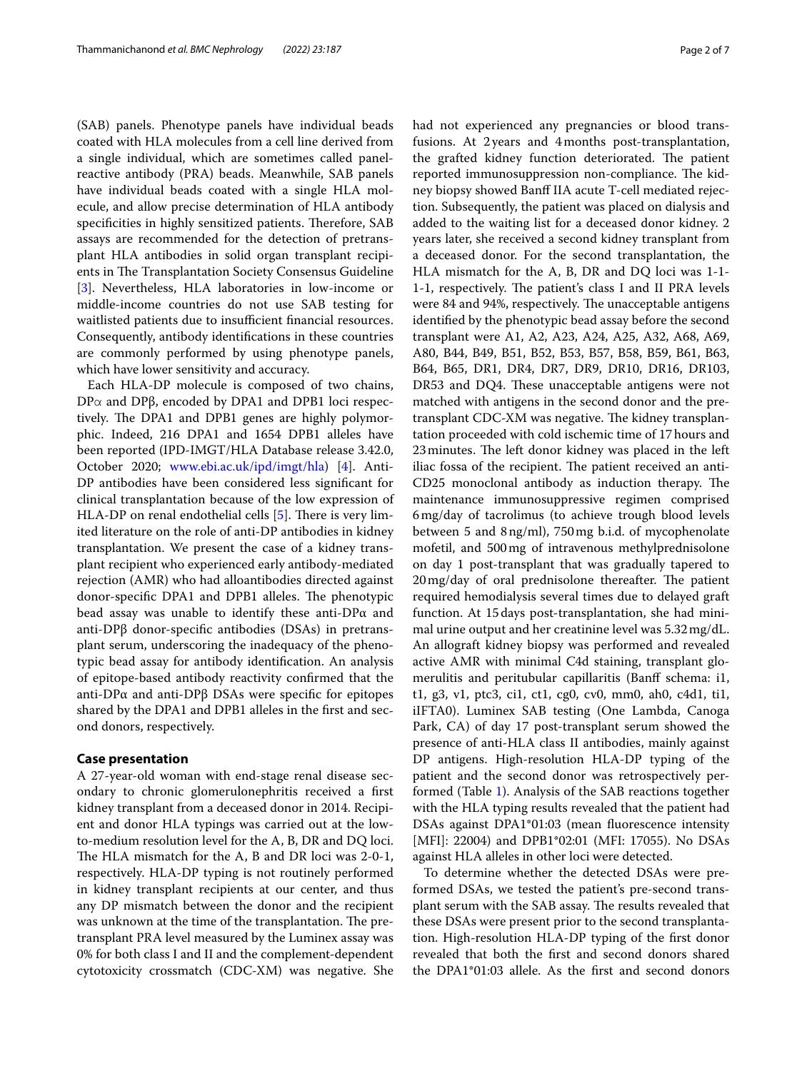(SAB) panels. Phenotype panels have individual beads coated with HLA molecules from a cell line derived from a single individual, which are sometimes called panel-reactive antibody (PRA) beads. Meanwhile, SAB panels have individual beads coated with a single HLA molecule, and allow precise determination of HLA antibody specificities in highly sensitized patients. Therefore, SAB assays are recommended for the detection of pretransplant HLA antibodies in solid organ transplant recipients in The Transplantation Society Consensus Guideline [3]. Nevertheless, HLA laboratories in low-income or middle-income countries do not use SAB testing for waitlisted patients due to insufficient financial resources. Consequently, antibody identifications in these countries are commonly performed by using phenotype panels, which have lower sensitivity and accuracy.

Each HLA-DP molecule is composed of two chains, DPα and DPβ, encoded by DPA1 and DPB1 loci respectively. The DPA1 and DPB1 genes are highly polymorphic. Indeed, 216 DPA1 and 1654 DPB1 alleles have been reported (IPD-IMGT/HLA Database release 3.42.0, October 2020; www.ebi.ac.uk/ipd/imgt/hla) [4]. Anti-DP antibodies have been considered less significant for clinical transplantation because of the low expression of HLA-DP on renal endothelial cells [5]. There is very limited literature on the role of anti-DP antibodies in kidney transplantation. We present the case of a kidney transplant recipient who experienced early antibody-mediated rejection (AMR) who had alloantibodies directed against donor-specific DPA1 and DPB1 alleles. The phenotypic bead assay was unable to identify these anti-DPα and anti-DPβ donor-specific antibodies (DSAs) in pretransplant serum, underscoring the inadequacy of the phenotypic bead assay for antibody identification. An analysis of epitope-based antibody reactivity confirmed that the anti-DPα and anti-DPβ DSAs were specific for epitopes shared by the DPA1 and DPB1 alleles in the first and second donors, respectively.

## Case presentation

A 27-year-old woman with end-stage renal disease secondary to chronic glomerulonephritis received a first kidney transplant from a deceased donor in 2014. Recipient and donor HLA typings was carried out at the low-to-medium resolution level for the A, B, DR and DQ loci. The HLA mismatch for the A, B and DR loci was 2-0-1, respectively. HLA-DP typing is not routinely performed in kidney transplant recipients at our center, and thus any DP mismatch between the donor and the recipient was unknown at the time of the transplantation. The pretransplant PRA level measured by the Luminex assay was 0% for both class I and II and the complement-dependent cytotoxicity crossmatch (CDC-XM) was negative. She had not experienced any pregnancies or blood transfusions. At 2 years and 4 months post-transplantation, the grafted kidney function deteriorated. The patient reported immunosuppression non-compliance. The kidney biopsy showed Banff IIA acute T-cell mediated rejection. Subsequently, the patient was placed on dialysis and added to the waiting list for a deceased donor kidney. 2 years later, she received a second kidney transplant from a deceased donor. For the second transplantation, the HLA mismatch for the A, B, DR and DQ loci was 1-1-1-1, respectively. The patient's class I and II PRA levels were 84 and 94%, respectively. The unacceptable antigens identified by the phenotypic bead assay before the second transplant were A1, A2, A23, A24, A25, A32, A68, A69, A80, B44, B49, B51, B52, B53, B57, B58, B59, B61, B63, B64, B65, DR1, DR4, DR7, DR9, DR10, DR16, DR103, DR53 and DQ4. These unacceptable antigens were not matched with antigens in the second donor and the pretransplant CDC-XM was negative. The kidney transplantation proceeded with cold ischemic time of 17 hours and 23 minutes. The left donor kidney was placed in the left iliac fossa of the recipient. The patient received an anti-CD25 monoclonal antibody as induction therapy. The maintenance immunosuppressive regimen comprised 6 mg/day of tacrolimus (to achieve trough blood levels between 5 and 8 ng/ml), 750 mg b.i.d. of mycophenolate mofetil, and 500 mg of intravenous methylprednisolone on day 1 post-transplant that was gradually tapered to 20 mg/day of oral prednisolone thereafter. The patient required hemodialysis several times due to delayed graft function. At 15 days post-transplantation, she had minimal urine output and her creatinine level was 5.32 mg/dL. An allograft kidney biopsy was performed and revealed active AMR with minimal C4d staining, transplant glomerulitis and peritubular capillaritis (Banff schema: i1, t1, g3, v1, ptc3, ci1, ct1, cg0, cv0, mm0, ah0, c4d1, ti1, iIFTA0). Luminex SAB testing (One Lambda, Canoga Park, CA) of day 17 post-transplant serum showed the presence of anti-HLA class II antibodies, mainly against DP antigens. High-resolution HLA-DP typing of the patient and the second donor was retrospectively performed (Table 1). Analysis of the SAB reactions together with the HLA typing results revealed that the patient had DSAs against DPA1*01:03 (mean fluorescence intensity [MFI]: 22004) and DPB1*02:01 (MFI: 17055). No DSAs against HLA alleles in other loci were detected.

To determine whether the detected DSAs were preformed DSAs, we tested the patient's pre-second transplant serum with the SAB assay. The results revealed that these DSAs were present prior to the second transplantation. High-resolution HLA-DP typing of the first donor revealed that both the first and second donors shared the DPA1*01:03 allele. As the first and second donors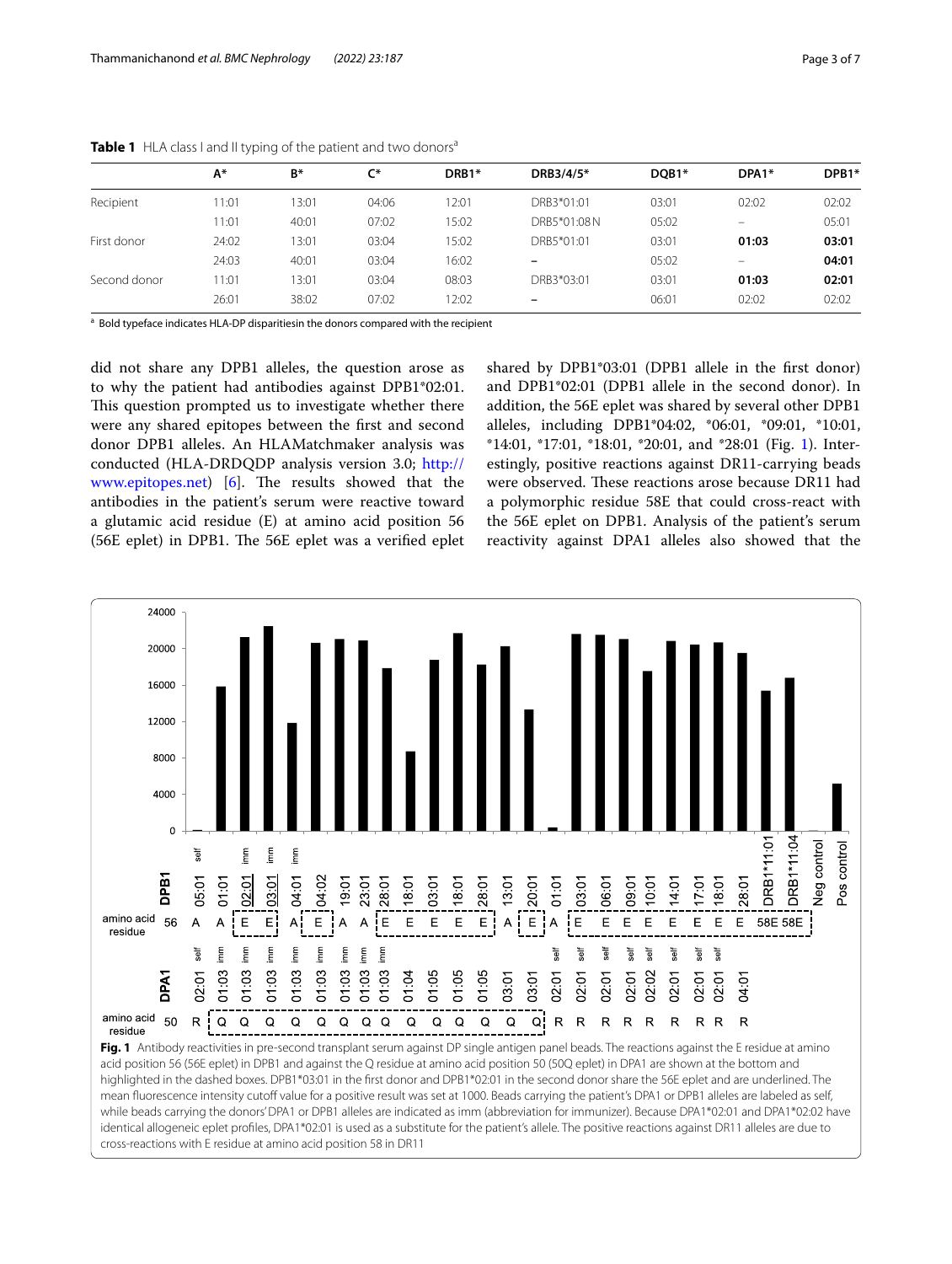**Table 1** HLA class I and II typing of the patient and two donors[a]

| | A* | B* | C* | DRB1* | DRB3/4/5* | DQB1* | DPA1* | DPB1* |
|---|---|---|---|---|---|---|---|---|
| Recipient | 11:01 | 13:01 | 04:06 | 12:01 | DRB3*01:01 | 03:01 | 02:02 | 02:02 |
| | 11:01 | 40:01 | 07:02 | 15:02 | DRB5*01:08 N | 05:02 | – | 05:01 |
| First donor | 24:02 | 13:01 | 03:04 | 15:02 | DRB5*01:01 | 03:01 | **01:03** | **03:01** |
| | 24:03 | 40:01 | 03:04 | 16:02 | – | 05:02 | – | **04:01** |
| Second donor | 11:01 | 13:01 | 03:04 | 08:03 | DRB3*03:01 | 03:01 | **01:03** | **02:01** |
| | 26:01 | 38:02 | 07:02 | 12:02 | – | 06:01 | 02:02 | 02:02 |

[a] Bold typeface indicates HLA-DP disparitiesin the donors compared with the recipient

did not share any DPB1 alleles, the question arose as to why the patient had antibodies against DPB1*02:01. This question prompted us to investigate whether there were any shared epitopes between the first and second donor DPB1 alleles. An HLAMatchmaker analysis was conducted (HLA-DRDQDP analysis version 3.0; http://www.epitopes.net) [6]. The results showed that the antibodies in the patient's serum were reactive toward a glutamic acid residue (E) at amino acid position 56 (56E eplet) in DPB1. The 56E eplet was a verified eplet shared by DPB1*03:01 (DPB1 allele in the first donor) and DPB1*02:01 (DPB1 allele in the second donor). In addition, the 56E eplet was shared by several other DPB1 alleles, including DPB1*04:02, *06:01, *09:01, *10:01, *14:01, *17:01, *18:01, *20:01, and *28:01 (Fig. 1). Interestingly, positive reactions against DR11-carrying beads were observed. These reactions arose because DR11 had a polymorphic residue 58E that could cross-react with the 56E eplet on DPB1. Analysis of the patient's serum reactivity against DPA1 alleles also showed that the

**Fig. 1** Antibody reactivities in pre-second transplant serum against DP single antigen panel beads. The reactions against the E residue at amino acid position 56 (56E eplet) in DPB1 and against the Q residue at amino acid position 50 (50Q eplet) in DPA1 are shown at the bottom and highlighted in the dashed boxes. DPB1*03:01 in the first donor and DPB1*02:01 in the second donor share the 56E eplet and are underlined. The mean fluorescence intensity cutoff value for a positive result was set at 1000. Beads carrying the patient's DPA1 or DPB1 alleles are labeled as self, while beads carrying the donors' DPA1 or DPB1 alleles are indicated as imm (abbreviation for immunizer). Because DPA1*02:01 and DPA1*02:02 have identical allogeneic eplet profiles, DPA1*02:01 is used as a substitute for the patient's allele. The positive reactions against DR11 alleles are due to cross-reactions with E residue at amino acid position 58 in DR11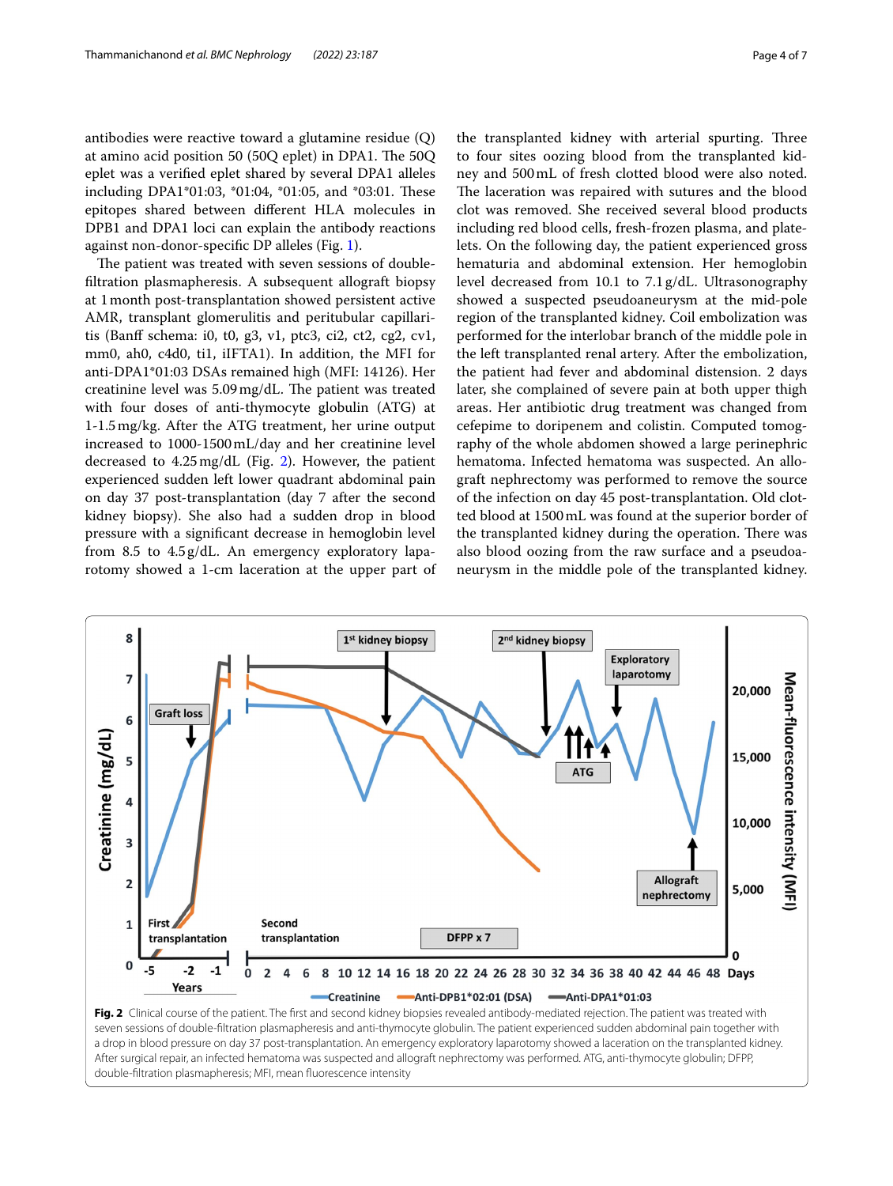antibodies were reactive toward a glutamine residue (Q) at amino acid position 50 (50Q eplet) in DPA1. The 50Q eplet was a verified eplet shared by several DPA1 alleles including DPA1*01:03, *01:04, *01:05, and *03:01. These epitopes shared between different HLA molecules in DPB1 and DPA1 loci can explain the antibody reactions against non-donor-specific DP alleles (Fig. 1).

The patient was treated with seven sessions of double-filtration plasmapheresis. A subsequent allograft biopsy at 1 month post-transplantation showed persistent active AMR, transplant glomerulitis and peritubular capillaritis (Banff schema: i0, t0, g3, v1, ptc3, ci2, ct2, cg2, cv1, mm0, ah0, c4d0, ti1, iIFTA1). In addition, the MFI for anti-DPA1*01:03 DSAs remained high (MFI: 14126). Her creatinine level was 5.09 mg/dL. The patient was treated with four doses of anti-thymocyte globulin (ATG) at 1-1.5 mg/kg. After the ATG treatment, her urine output increased to 1000-1500 mL/day and her creatinine level decreased to 4.25 mg/dL (Fig. 2). However, the patient experienced sudden left lower quadrant abdominal pain on day 37 post-transplantation (day 7 after the second kidney biopsy). She also had a sudden drop in blood pressure with a significant decrease in hemoglobin level from 8.5 to 4.5 g/dL. An emergency exploratory laparotomy showed a 1-cm laceration at the upper part of the transplanted kidney with arterial spurting. Three to four sites oozing blood from the transplanted kidney and 500 mL of fresh clotted blood were also noted. The laceration was repaired with sutures and the blood clot was removed. She received several blood products including red blood cells, fresh-frozen plasma, and platelets. On the following day, the patient experienced gross hematuria and abdominal extension. Her hemoglobin level decreased from 10.1 to 7.1 g/dL. Ultrasonography showed a suspected pseudoaneurysm at the mid-pole region of the transplanted kidney. Coil embolization was performed for the interlobar branch of the middle pole in the left transplanted renal artery. After the embolization, the patient had fever and abdominal distension. 2 days later, she complained of severe pain at both upper thigh areas. Her antibiotic drug treatment was changed from cefepime to doripenem and colistin. Computed tomography of the whole abdomen showed a large perinephric hematoma. Infected hematoma was suspected. An allograft nephrectomy was performed to remove the source of the infection on day 45 post-transplantation. Old clotted blood at 1500 mL was found at the superior border of the transplanted kidney during the operation. There was also blood oozing from the raw surface and a pseudoaneurysm in the middle pole of the transplanted kidney.

**Fig. 2** Clinical course of the patient. The first and second kidney biopsies revealed antibody-mediated rejection. The patient was treated with seven sessions of double-filtration plasmapheresis and anti-thymocyte globulin. The patient experienced sudden abdominal pain together with a drop in blood pressure on day 37 post-transplantation. An emergency exploratory laparotomy showed a laceration on the transplanted kidney. After surgical repair, an infected hematoma was suspected and allograft nephrectomy was performed. ATG, anti-thymocyte globulin; DFPP, double-filtration plasmapheresis; MFI, mean fluorescence intensity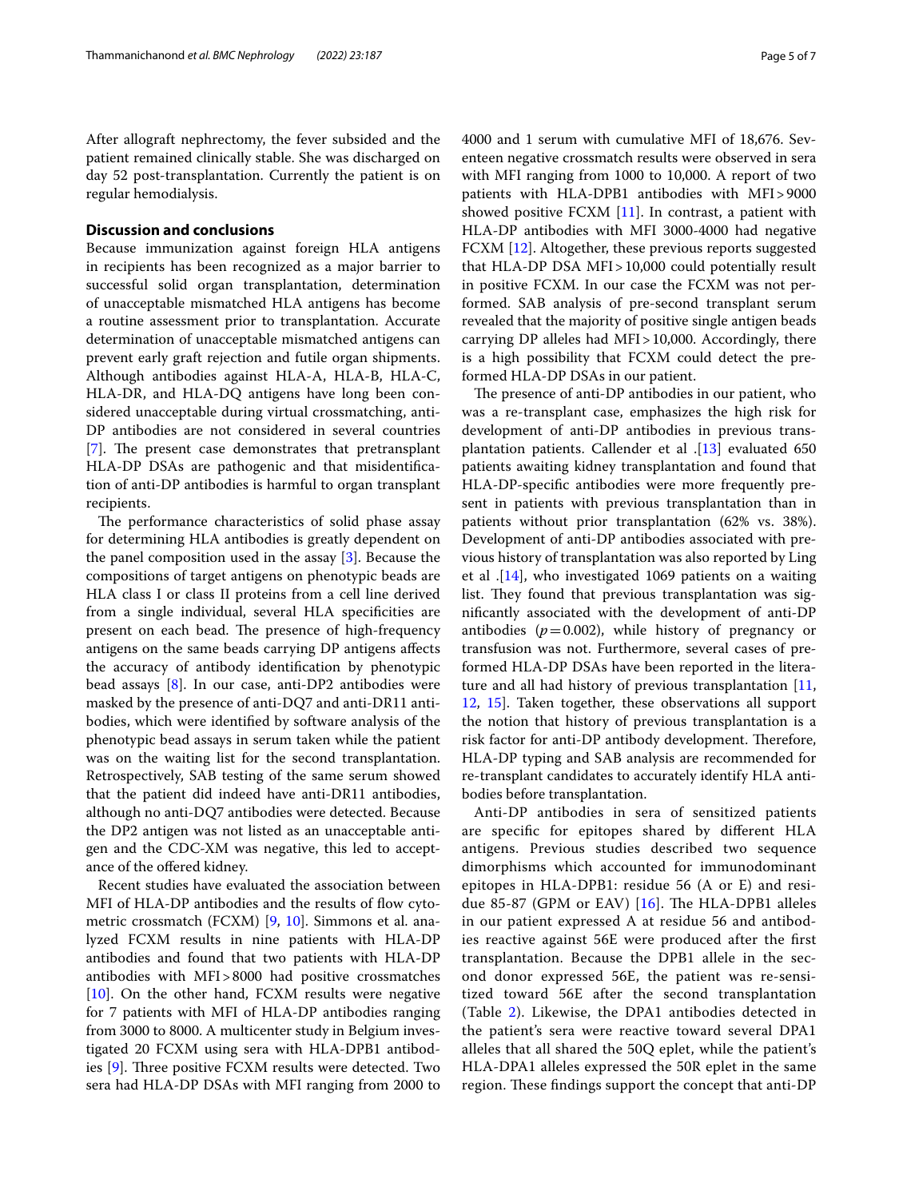After allograft nephrectomy, the fever subsided and the patient remained clinically stable. She was discharged on day 52 post-transplantation. Currently the patient is on regular hemodialysis.

## Discussion and conclusions

Because immunization against foreign HLA antigens in recipients has been recognized as a major barrier to successful solid organ transplantation, determination of unacceptable mismatched HLA antigens has become a routine assessment prior to transplantation. Accurate determination of unacceptable mismatched antigens can prevent early graft rejection and futile organ shipments. Although antibodies against HLA-A, HLA-B, HLA-C, HLA-DR, and HLA-DQ antigens have long been considered unacceptable during virtual crossmatching, anti-DP antibodies are not considered in several countries [7]. The present case demonstrates that pretransplant HLA-DP DSAs are pathogenic and that misidentification of anti-DP antibodies is harmful to organ transplant recipients.

The performance characteristics of solid phase assay for determining HLA antibodies is greatly dependent on the panel composition used in the assay [3]. Because the compositions of target antigens on phenotypic beads are HLA class I or class II proteins from a cell line derived from a single individual, several HLA specificities are present on each bead. The presence of high-frequency antigens on the same beads carrying DP antigens affects the accuracy of antibody identification by phenotypic bead assays [8]. In our case, anti-DP2 antibodies were masked by the presence of anti-DQ7 and anti-DR11 antibodies, which were identified by software analysis of the phenotypic bead assays in serum taken while the patient was on the waiting list for the second transplantation. Retrospectively, SAB testing of the same serum showed that the patient did indeed have anti-DR11 antibodies, although no anti-DQ7 antibodies were detected. Because the DP2 antigen was not listed as an unacceptable antigen and the CDC-XM was negative, this led to acceptance of the offered kidney.

Recent studies have evaluated the association between MFI of HLA-DP antibodies and the results of flow cytometric crossmatch (FCXM) [9, 10]. Simmons et al. analyzed FCXM results in nine patients with HLA-DP antibodies and found that two patients with HLA-DP antibodies with MFI > 8000 had positive crossmatches [10]. On the other hand, FCXM results were negative for 7 patients with MFI of HLA-DP antibodies ranging from 3000 to 8000. A multicenter study in Belgium investigated 20 FCXM using sera with HLA-DPB1 antibodies [9]. Three positive FCXM results were detected. Two sera had HLA-DP DSAs with MFI ranging from 2000 to 4000 and 1 serum with cumulative MFI of 18,676. Seventeen negative crossmatch results were observed in sera with MFI ranging from 1000 to 10,000. A report of two patients with HLA-DPB1 antibodies with MFI > 9000 showed positive FCXM [11]. In contrast, a patient with HLA-DP antibodies with MFI 3000-4000 had negative FCXM [12]. Altogether, these previous reports suggested that HLA-DP DSA MFI > 10,000 could potentially result in positive FCXM. In our case the FCXM was not performed. SAB analysis of pre-second transplant serum revealed that the majority of positive single antigen beads carrying DP alleles had MFI > 10,000. Accordingly, there is a high possibility that FCXM could detect the preformed HLA-DP DSAs in our patient.

The presence of anti-DP antibodies in our patient, who was a re-transplant case, emphasizes the high risk for development of anti-DP antibodies in previous transplantation patients. Callender et al .[13] evaluated 650 patients awaiting kidney transplantation and found that HLA-DP-specific antibodies were more frequently present in patients with previous transplantation than in patients without prior transplantation (62% vs. 38%). Development of anti-DP antibodies associated with previous history of transplantation was also reported by Ling et al .[14], who investigated 1069 patients on a waiting list. They found that previous transplantation was significantly associated with the development of anti-DP antibodies ($p = 0.002$), while history of pregnancy or transfusion was not. Furthermore, several cases of preformed HLA-DP DSAs have been reported in the literature and all had history of previous transplantation [11, 12, 15]. Taken together, these observations all support the notion that history of previous transplantation is a risk factor for anti-DP antibody development. Therefore, HLA-DP typing and SAB analysis are recommended for re-transplant candidates to accurately identify HLA antibodies before transplantation.

Anti-DP antibodies in sera of sensitized patients are specific for epitopes shared by different HLA antigens. Previous studies described two sequence dimorphisms which accounted for immunodominant epitopes in HLA-DPB1: residue 56 (A or E) and residue 85-87 (GPM or EAV) [16]. The HLA-DPB1 alleles in our patient expressed A at residue 56 and antibodies reactive against 56E were produced after the first transplantation. Because the DPB1 allele in the second donor expressed 56E, the patient was re-sensitized toward 56E after the second transplantation (Table 2). Likewise, the DPA1 antibodies detected in the patient's sera were reactive toward several DPA1 alleles that all shared the 50Q eplet, while the patient's HLA-DPA1 alleles expressed the 50R eplet in the same region. These findings support the concept that anti-DP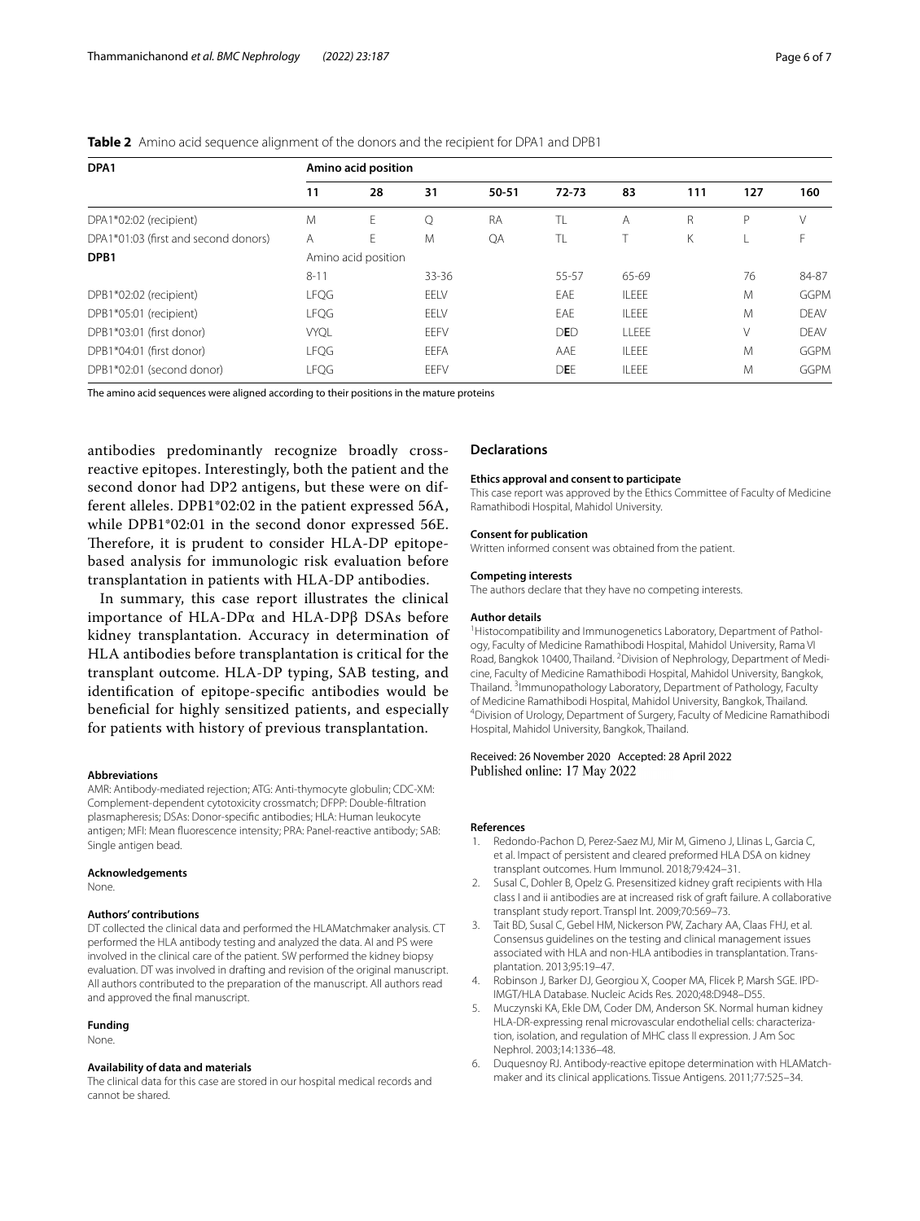**Table 2** Amino acid sequence alignment of the donors and the recipient for DPA1 and DPB1

| DPA1 | Amino acid position | | | | | | | | |
|---|---|---|---|---|---|---|---|---|---|
| | **11** | **28** | **31** | **50-51** | **72-73** | **83** | **111** | **127** | **160** |
| DPA1*02:02 (recipient) | M | E | Q | RA | TL | A | R | P | V |
| DPA1*01:03 (first and second donors) | A | E | M | QA | TL | T | K | L | F |
| **DPB1** | Amino acid position | | | | | | | | |
| | 8-11 | | 33-36 | | 55-57 | 65-69 | | 76 | 84-87 |
| DPB1*02:02 (recipient) | LFQG | | EELV | | EAE | ILEEE | | M | GGPM |
| DPB1*05:01 (recipient) | LFQG | | EELV | | EAE | ILEEE | | M | DEAV |
| DPB1*03:01 (first donor) | VYQL | | EEFV | | D**E**D | LLEEE | | V | DEAV |
| DPB1*04:01 (first donor) | LFQG | | EEFA | | AAE | ILEEE | | M | GGPM |
| DPB1*02:01 (second donor) | LFQG | | EEFV | | D**E**E | ILEEE | | M | GGPM |

The amino acid sequences were aligned according to their positions in the mature proteins

antibodies predominantly recognize broadly cross-reactive epitopes. Interestingly, both the patient and the second donor had DP2 antigens, but these were on different alleles. DPB1*02:02 in the patient expressed 56A, while DPB1*02:01 in the second donor expressed 56E. Therefore, it is prudent to consider HLA-DP epitope-based analysis for immunologic risk evaluation before transplantation in patients with HLA-DP antibodies.

In summary, this case report illustrates the clinical importance of HLA-DPα and HLA-DPβ DSAs before kidney transplantation. Accuracy in determination of HLA antibodies before transplantation is critical for the transplant outcome. HLA-DP typing, SAB testing, and identification of epitope-specific antibodies would be beneficial for highly sensitized patients, and especially for patients with history of previous transplantation.

#### Abbreviations
AMR: Antibody-mediated rejection; ATG: Anti-thymocyte globulin; CDC-XM: Complement-dependent cytotoxicity crossmatch; DFPP: Double-filtration plasmapheresis; DSAs: Donor-specific antibodies; HLA: Human leukocyte antigen; MFI: Mean fluorescence intensity; PRA: Panel-reactive antibody; SAB: Single antigen bead.

#### Acknowledgements
None.

#### Authors' contributions
DT collected the clinical data and performed the HLAMatchmaker analysis. CT performed the HLA antibody testing and analyzed the data. AI and PS were involved in the clinical care of the patient. SW performed the kidney biopsy evaluation. DT was involved in drafting and revision of the original manuscript. All authors contributed to the preparation of the manuscript. All authors read and approved the final manuscript.

#### Funding
None.

#### Availability of data and materials
The clinical data for this case are stored in our hospital medical records and cannot be shared.

## Declarations

#### Ethics approval and consent to participate
This case report was approved by the Ethics Committee of Faculty of Medicine Ramathibodi Hospital, Mahidol University.

#### Consent for publication
Written informed consent was obtained from the patient.

#### Competing interests
The authors declare that they have no competing interests.

#### Author details
[1]Histocompatibility and Immunogenetics Laboratory, Department of Pathology, Faculty of Medicine Ramathibodi Hospital, Mahidol University, Rama VI Road, Bangkok 10400, Thailand. [2]Division of Nephrology, Department of Medicine, Faculty of Medicine Ramathibodi Hospital, Mahidol University, Bangkok, Thailand. [3]Immunopathology Laboratory, Department of Pathology, Faculty of Medicine Ramathibodi Hospital, Mahidol University, Bangkok, Thailand. [4]Division of Urology, Department of Surgery, Faculty of Medicine Ramathibodi Hospital, Mahidol University, Bangkok, Thailand.

Received: 26 November 2020 Accepted: 28 April 2022
Published online: 17 May 2022

#### References
1. Redondo-Pachon D, Perez-Saez MJ, Mir M, Gimeno J, Llinas L, Garcia C, et al. Impact of persistent and cleared preformed HLA DSA on kidney transplant outcomes. Hum Immunol. 2018;79:424–31.
2. Susal C, Dohler B, Opelz G. Presensitized kidney graft recipients with Hla class I and ii antibodies are at increased risk of graft failure. A collaborative transplant study report. Transpl Int. 2009;70:569–73.
3. Tait BD, Susal C, Gebel HM, Nickerson PW, Zachary AA, Claas FHJ, et al. Consensus guidelines on the testing and clinical management issues associated with HLA and non-HLA antibodies in transplantation. Transplantation. 2013;95:19–47.
4. Robinson J, Barker DJ, Georgiou X, Cooper MA, Flicek P, Marsh SGE. IPD-IMGT/HLA Database. Nucleic Acids Res. 2020;48:D948–D55.
5. Muczynski KA, Ekle DM, Coder DM, Anderson SK. Normal human kidney HLA-DR-expressing renal microvascular endothelial cells: characterization, isolation, and regulation of MHC class II expression. J Am Soc Nephrol. 2003;14:1336–48.
6. Duquesnoy RJ. Antibody-reactive epitope determination with HLAMatchmaker and its clinical applications. Tissue Antigens. 2011;77:525–34.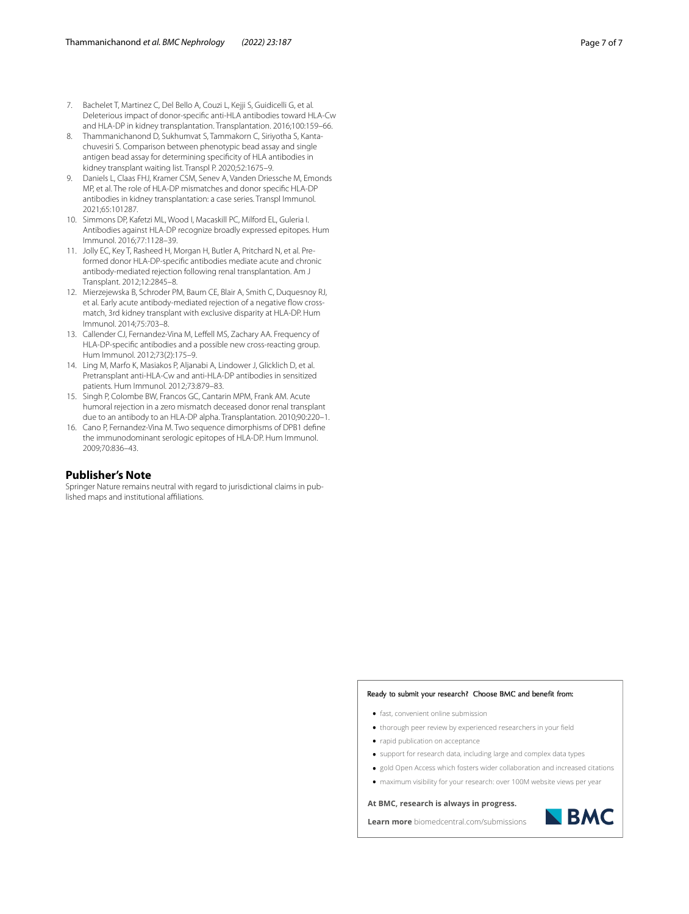7. Bachelet T, Martinez C, Del Bello A, Couzi L, Kejji S, Guidicelli G, et al. Deleterious impact of donor-specific anti-HLA antibodies toward HLA-Cw and HLA-DP in kidney transplantation. Transplantation. 2016;100:159–66.
8. Thammanichanond D, Sukhumvat S, Tammakorn C, Siriyotha S, Kantachuvesiri S. Comparison between phenotypic bead assay and single antigen bead assay for determining specificity of HLA antibodies in kidney transplant waiting list. Transpl P. 2020;52:1675–9.
9. Daniels L, Claas FHJ, Kramer CSM, Senev A, Vanden Driessche M, Emonds MP, et al. The role of HLA-DP mismatches and donor specific HLA-DP antibodies in kidney transplantation: a case series. Transpl Immunol. 2021;65:101287.
10. Simmons DP, Kafetzi ML, Wood I, Macaskill PC, Milford EL, Guleria I. Antibodies against HLA-DP recognize broadly expressed epitopes. Hum Immunol. 2016;77:1128–39.
11. Jolly EC, Key T, Rasheed H, Morgan H, Butler A, Pritchard N, et al. Preformed donor HLA-DP-specific antibodies mediate acute and chronic antibody-mediated rejection following renal transplantation. Am J Transplant. 2012;12:2845–8.
12. Mierzejewska B, Schroder PM, Baum CE, Blair A, Smith C, Duquesnoy RJ, et al. Early acute antibody-mediated rejection of a negative flow crossmatch, 3rd kidney transplant with exclusive disparity at HLA-DP. Hum Immunol. 2014;75:703–8.
13. Callender CJ, Fernandez-Vina M, Leffell MS, Zachary AA. Frequency of HLA-DP-specific antibodies and a possible new cross-reacting group. Hum Immunol. 2012;73(2):175–9.
14. Ling M, Marfo K, Masiakos P, Aljanabi A, Lindower J, Glicklich D, et al. Pretransplant anti-HLA-Cw and anti-HLA-DP antibodies in sensitized patients. Hum Immunol. 2012;73:879–83.
15. Singh P, Colombe BW, Francos GC, Cantarin MPM, Frank AM. Acute humoral rejection in a zero mismatch deceased donor renal transplant due to an antibody to an HLA-DP alpha. Transplantation. 2010;90:220–1.
16. Cano P, Fernandez-Vina M. Two sequence dimorphisms of DPB1 define the immunodominant serologic epitopes of HLA-DP. Hum Immunol. 2009;70:836–43.

## Publisher's Note

Springer Nature remains neutral with regard to jurisdictional claims in published maps and institutional affiliations.

Ready to submit your research? Choose BMC and benefit from:

- fast, convenient online submission
- thorough peer review by experienced researchers in your field
- rapid publication on acceptance
- support for research data, including large and complex data types
- gold Open Access which fosters wider collaboration and increased citations
- maximum visibility for your research: over 100M website views per year

**At BMC, research is always in progress.**

**Learn more** biomedcentral.com/submissions